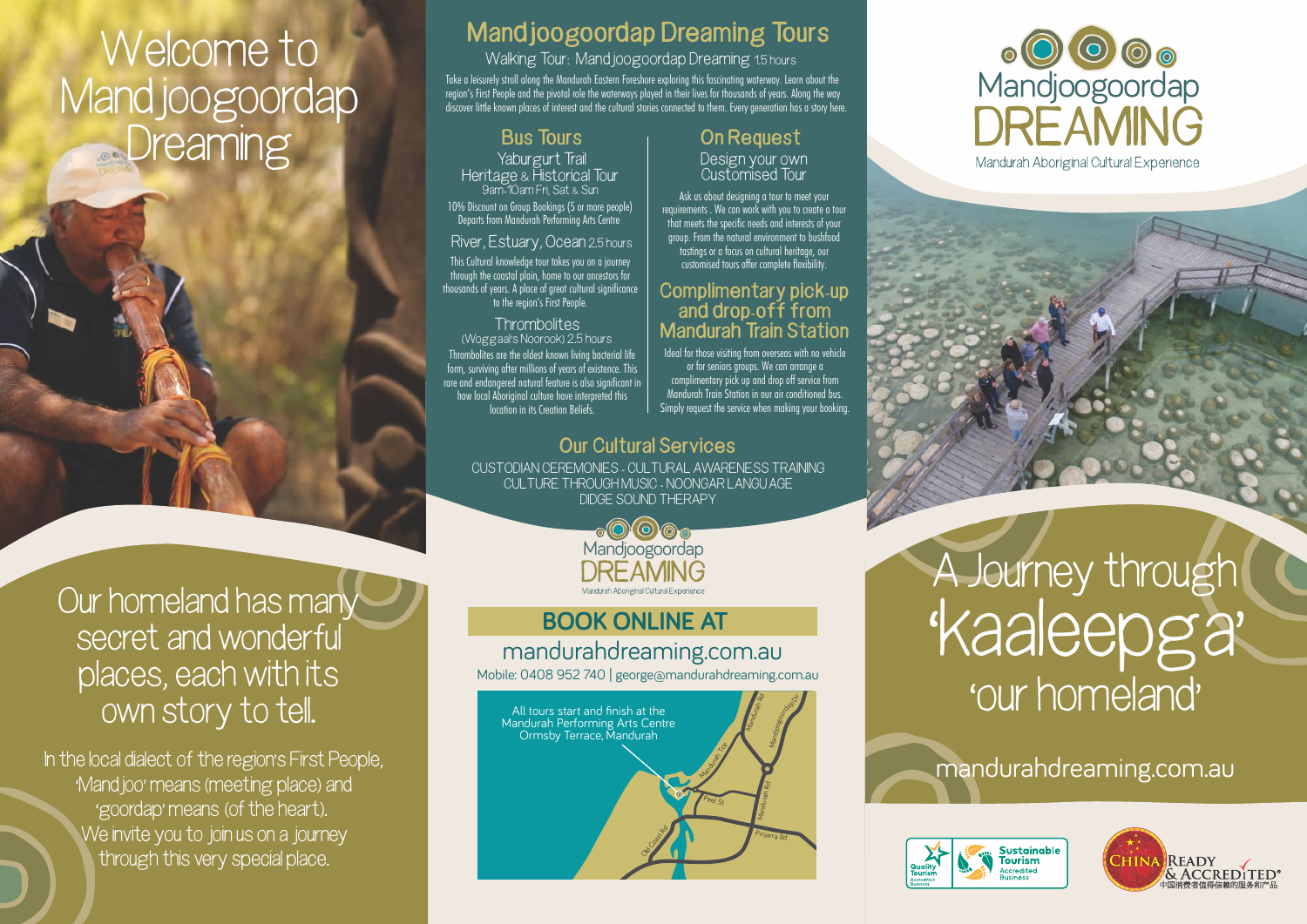# Welcome to Mandjoogoordap Dreaming

Our homeland has many secret and wonderful places, each with its own story to tell.

In the local dialect of the region's First People, 'Mandjoo' means (meeting place) and 'goordap' means (of the heart). We invite you to join us on a journey through this very special place.

## Mandjoogoordap Dreaming Tours

Walking Tour: Mandjoogoordap Dreaming 1.5 hours

Take a leisurely stroll along the Mandurah Eastern Foreshore exploring this fascinating waterway. Learn about the region's First People and the pivotal role the waterways played in their lives for thousands of years. Along the way discover little known places of interest and the cultural stories connected to them. Every generation has a story here.

### Bus Tours

**Yaburgurt Trail Heritage & Historical Tour**
9am-10am Fri, Sat & Sun

10% Discount on Group Bookings (5 or more people)
Departs from Mandurah Performing Arts Centre

**River, Estuary, Ocean** 2.5 hours

This Cultural knowledge tour takes you on a journey through the coastal plain, home to our ancestors for thousands of years. A place of great cultural significance to the region's First People.

**Thrombolites**
(Woggaal's Noorook) 2.5 hours

Thrombolites are the oldest known living bacterial life form, surviving after millions of years of existence. This rare and endangered natural feature is also significant in how local Aboriginal culture have interpreted this location in its Creation Beliefs.

### On Request

**Design your own Customised Tour**

Ask us about designing a tour to meet your requirements. We can work with you to create a tour that meets the specific needs and interests of your group. From the natural environment to bushfood tastings or a focus on cultural heritage, our customised tours offer complete flexibility.

### Complimentary pick-up and drop-off from Mandurah Train Station

Ideal for those visiting from overseas with no vehicle or for seniors groups. We can arrange a complimentary pick up and drop off service from Mandurah Train Station in our air conditioned bus. Simply request the service when making your booking.

### Our Cultural Services

CUSTODIAN CEREMONIES - CULTURAL AWARENESS TRAINING
CULTURE THROUGH MUSIC - NOONGAR LANGUAGE
DIDGE SOUND THERAPY

Mandjoogoordap DREAMING
Mandurah Aboriginal Cultural Experience

## BOOK ONLINE AT

mandurahdreaming.com.au

Mobile: 0408 952 740 | george@mandurahdreaming.com.au

All tours start and finish at the Mandurah Performing Arts Centre
Ormsby Terrace, Mandurah

Mandurah Rd · Mandjoogoordap Dr · Mandurah Tce · Peel St · Mandurah Rd · Old Coast Rd · Pinjarra Rd

Mandjoogoordap DREAMING
Mandurah Aboriginal Cultural Experience

# A Journey through 'kaaleepga' 'our homeland'

mandurahdreaming.com.au

Quality Tourism Accredited Business · Sustainable Tourism Accredited Business

CHINA READY & ACCREDITED®
中国消费者值得信赖的服务和产品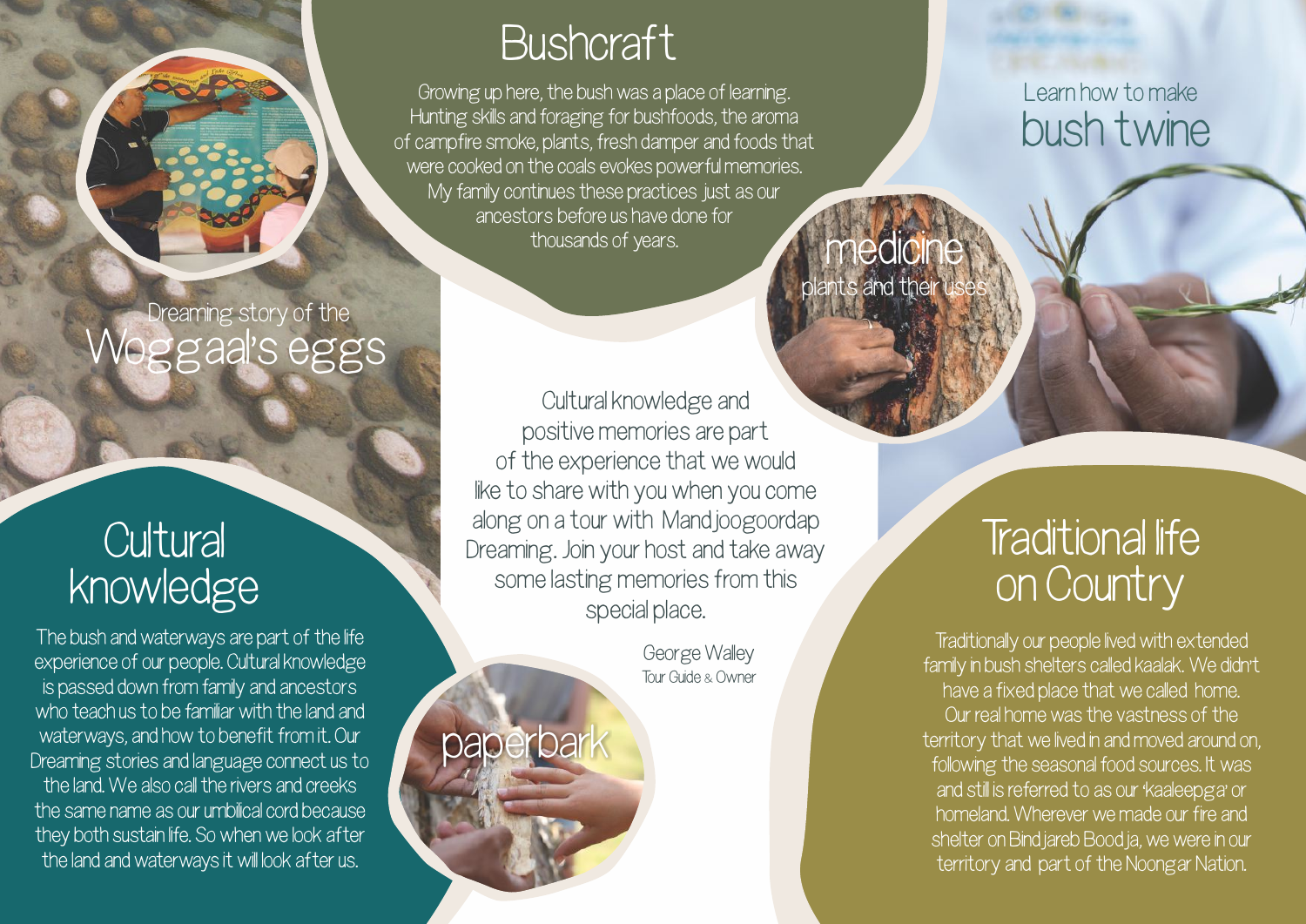## Bushcraft

Growing up here, the bush was a place of learning. Hunting skills and foraging for bushfoods, the aroma of campfire smoke, plants, fresh damper and foods that were cooked on the coals evokes powerful memories. My family continues these practices just as our ancestors before us have done for thousands of years.

Dreaming story of the
## Woggaal's eggs

medicine
plants and their uses

Learn how to make
## bush twine

Cultural knowledge and positive memories are part of the experience that we would like to share with you when you come along on a tour with Mandjoogoordap Dreaming. Join your host and take away some lasting memories from this special place.

George Walley
Tour Guide & Owner

## Cultural knowledge

The bush and waterways are part of the life experience of our people. Cultural knowledge is passed down from family and ancestors who teach us to be familiar with the land and waterways, and how to benefit from it. Our Dreaming stories and language connect us to the land. We also call the rivers and creeks the same name as our umbilical cord because they both sustain life. So when we look after the land and waterways it will look after us.

paperbark

## Traditional life on Country

Traditionally our people lived with extended family in bush shelters called kaalak. We didn't have a fixed place that we called home. Our real home was the vastness of the territory that we lived in and moved around on, following the seasonal food sources. It was and still is referred to as our 'kaaleepga' or homeland. Wherever we made our fire and shelter on Bindjareb Boodja, we were in our territory and part of the Noongar Nation.